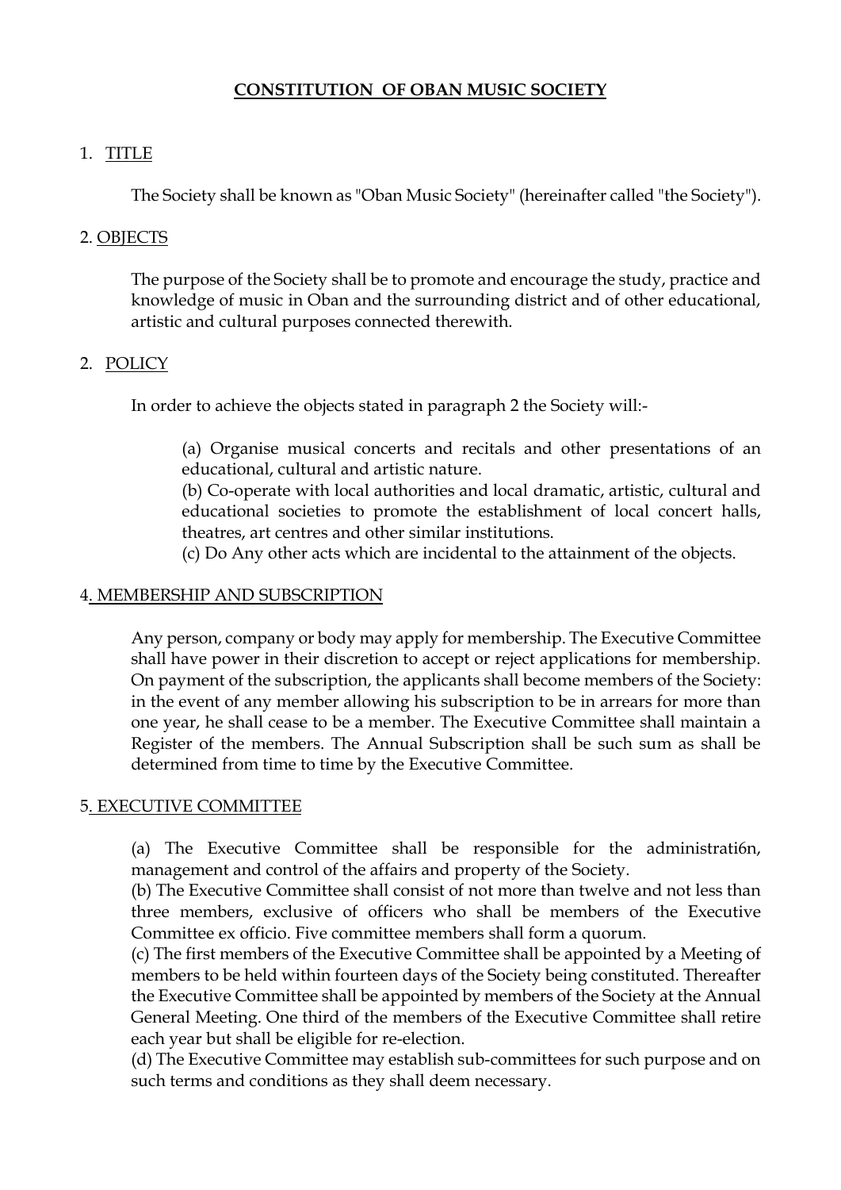# CONSTITUTION OF OBAN MUSIC SOCIETY

## 1. TITLE

The Society shall be known as "Oban Music Society" (hereinafter called "the Society").

## 2. OBJECTS

The purpose of the Society shall be to promote and encourage the study, practice and knowledge of music in Oban and the surrounding district and of other educational, artistic and cultural purposes connected therewith.

## 2. POLICY

In order to achieve the objects stated in paragraph 2 the Society will:-

(a) Organise musical concerts and recitals and other presentations of an educational, cultural and artistic nature.
(b) Co-operate with local authorities and local dramatic, artistic, cultural and educational societies to promote the establishment of local concert halls, theatres, art centres and other similar institutions.
(c) Do Any other acts which are incidental to the attainment of the objects.

## 4. MEMBERSHIP AND SUBSCRIPTION

Any person, company or body may apply for membership. The Executive Committee shall have power in their discretion to accept or reject applications for membership. On payment of the subscription, the applicants shall become members of the Society: in the event of any member allowing his subscription to be in arrears for more than one year, he shall cease to be a member. The Executive Committee shall maintain a Register of the members. The Annual Subscription shall be such sum as shall be determined from time to time by the Executive Committee.

## 5. EXECUTIVE COMMITTEE

(a) The Executive Committee shall be responsible for the administrati6n, management and control of the affairs and property of the Society.
(b) The Executive Committee shall consist of not more than twelve and not less than three members, exclusive of officers who shall be members of the Executive Committee ex officio. Five committee members shall form a quorum.
(c) The first members of the Executive Committee shall be appointed by a Meeting of members to be held within fourteen days of the Society being constituted. Thereafter the Executive Committee shall be appointed by members of the Society at the Annual General Meeting. One third of the members of the Executive Committee shall retire each year but shall be eligible for re-election.
(d) The Executive Committee may establish sub-committees for such purpose and on such terms and conditions as they shall deem necessary.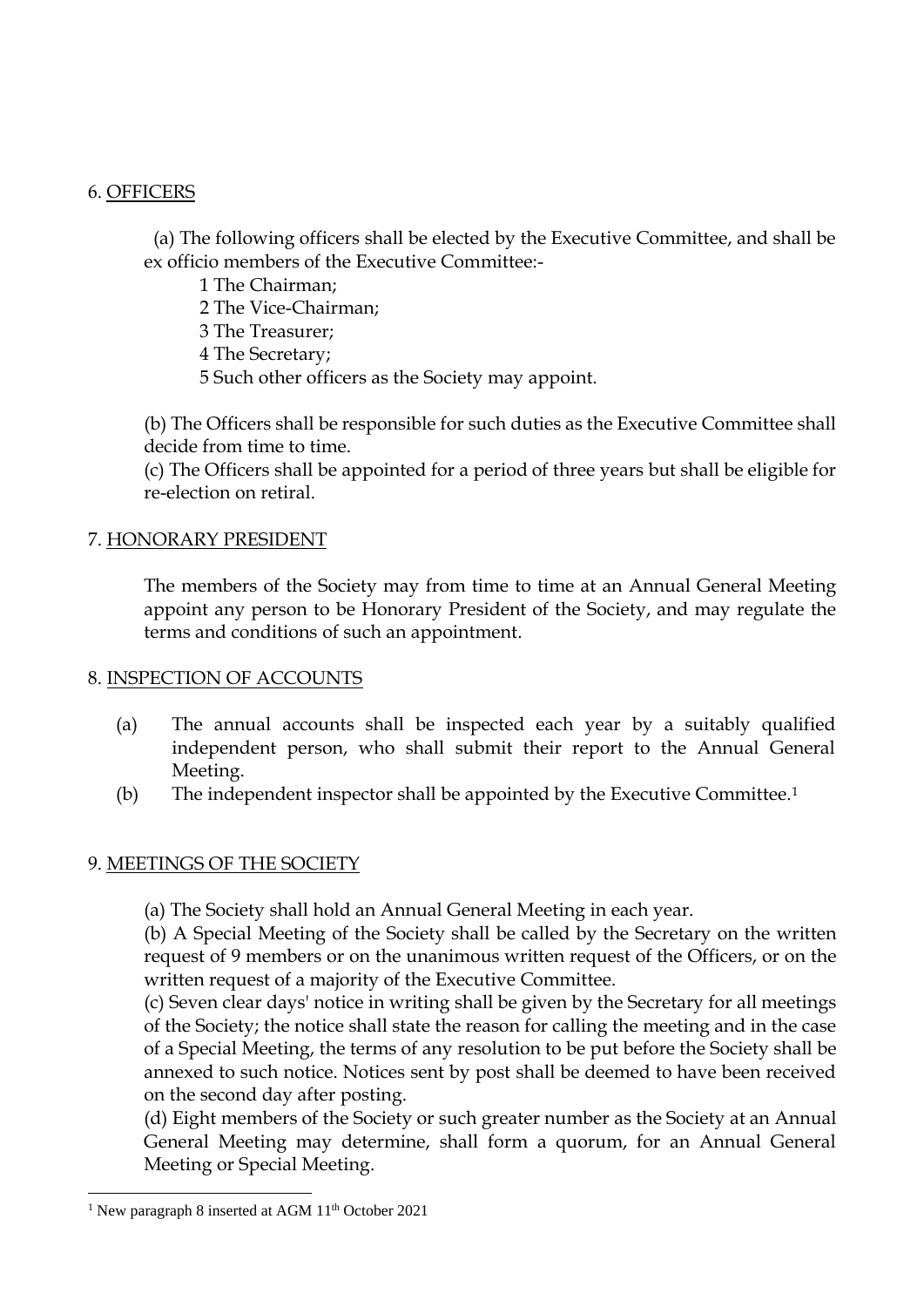## 6. OFFICERS

(a) The following officers shall be elected by the Executive Committee, and shall be ex officio members of the Executive Committee:-

1 The Chairman;
2 The Vice-Chairman;
3 The Treasurer;
4 The Secretary;
5 Such other officers as the Society may appoint.

(b) The Officers shall be responsible for such duties as the Executive Committee shall decide from time to time.

(c) The Officers shall be appointed for a period of three years but shall be eligible for re-election on retiral.

## 7. HONORARY PRESIDENT

The members of the Society may from time to time at an Annual General Meeting appoint any person to be Honorary President of the Society, and may regulate the terms and conditions of such an appointment.

## 8. INSPECTION OF ACCOUNTS

(a) The annual accounts shall be inspected each year by a suitably qualified independent person, who shall submit their report to the Annual General Meeting.

(b) The independent inspector shall be appointed by the Executive Committee.[1]

## 9. MEETINGS OF THE SOCIETY

(a) The Society shall hold an Annual General Meeting in each year.

(b) A Special Meeting of the Society shall be called by the Secretary on the written request of 9 members or on the unanimous written request of the Officers, or on the written request of a majority of the Executive Committee.

(c) Seven clear days' notice in writing shall be given by the Secretary for all meetings of the Society; the notice shall state the reason for calling the meeting and in the case of a Special Meeting, the terms of any resolution to be put before the Society shall be annexed to such notice. Notices sent by post shall be deemed to have been received on the second day after posting.

(d) Eight members of the Society or such greater number as the Society at an Annual General Meeting may determine, shall form a quorum, for an Annual General Meeting or Special Meeting.

---

[1] New paragraph 8 inserted at AGM 11th October 2021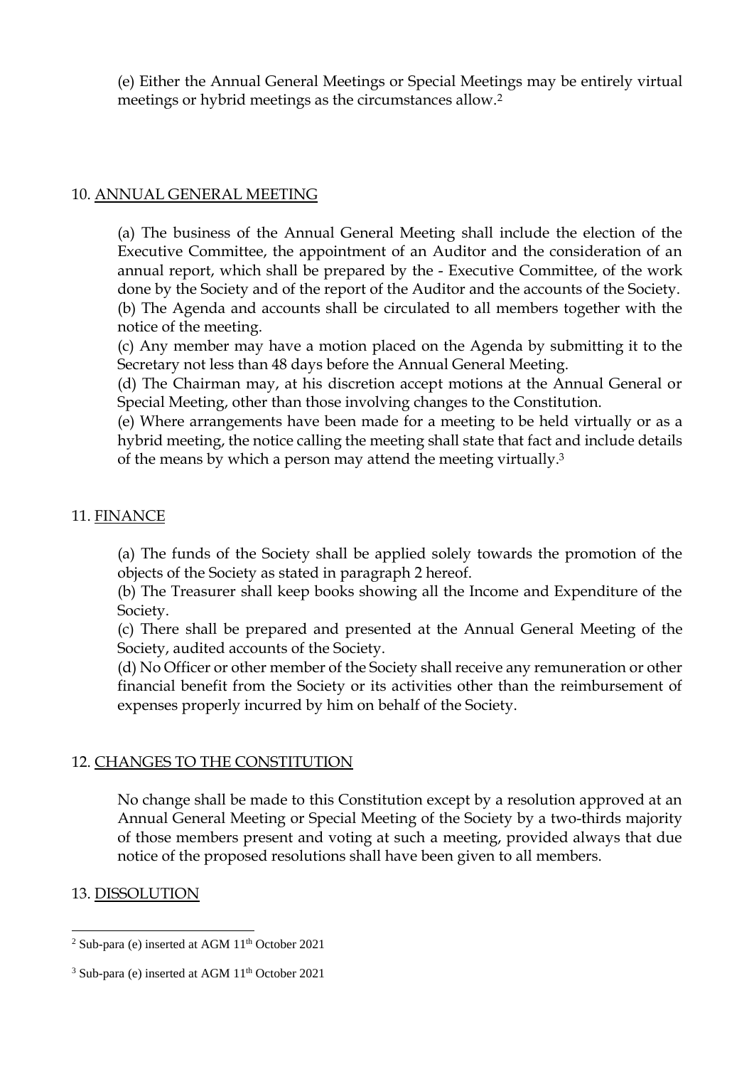(e) Either the Annual General Meetings or Special Meetings may be entirely virtual meetings or hybrid meetings as the circumstances allow.[2]

## 10. ANNUAL GENERAL MEETING

(a) The business of the Annual General Meeting shall include the election of the Executive Committee, the appointment of an Auditor and the consideration of an annual report, which shall be prepared by the - Executive Committee, of the work done by the Society and of the report of the Auditor and the accounts of the Society.

(b) The Agenda and accounts shall be circulated to all members together with the notice of the meeting.

(c) Any member may have a motion placed on the Agenda by submitting it to the Secretary not less than 48 days before the Annual General Meeting.

(d) The Chairman may, at his discretion accept motions at the Annual General or Special Meeting, other than those involving changes to the Constitution.

(e) Where arrangements have been made for a meeting to be held virtually or as a hybrid meeting, the notice calling the meeting shall state that fact and include details of the means by which a person may attend the meeting virtually.[3]

## 11. FINANCE

(a) The funds of the Society shall be applied solely towards the promotion of the objects of the Society as stated in paragraph 2 hereof.

(b) The Treasurer shall keep books showing all the Income and Expenditure of the Society.

(c) There shall be prepared and presented at the Annual General Meeting of the Society, audited accounts of the Society.

(d) No Officer or other member of the Society shall receive any remuneration or other financial benefit from the Society or its activities other than the reimbursement of expenses properly incurred by him on behalf of the Society.

## 12. CHANGES TO THE CONSTITUTION

No change shall be made to this Constitution except by a resolution approved at an Annual General Meeting or Special Meeting of the Society by a two-thirds majority of those members present and voting at such a meeting, provided always that due notice of the proposed resolutions shall have been given to all members.

## 13. DISSOLUTION

---

[2] Sub-para (e) inserted at AGM 11th October 2021

[3] Sub-para (e) inserted at AGM 11th October 2021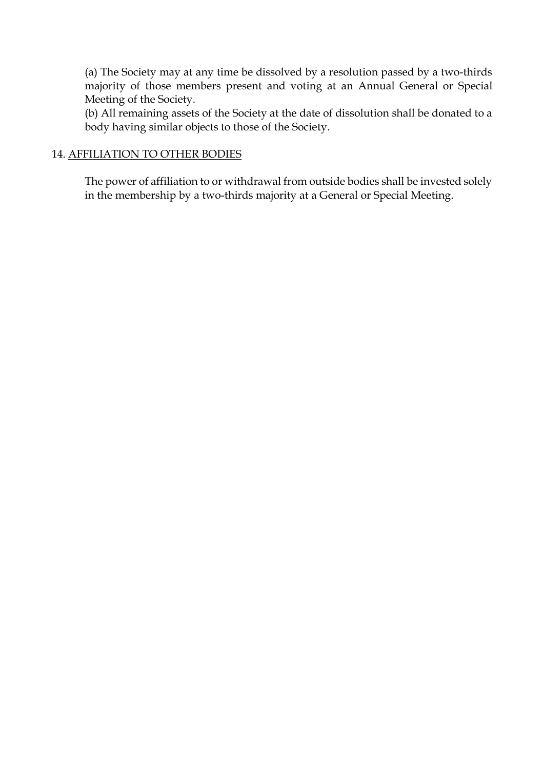(a) The Society may at any time be dissolved by a resolution passed by a two-thirds majority of those members present and voting at an Annual General or Special Meeting of the Society.
(b) All remaining assets of the Society at the date of dissolution shall be donated to a body having similar objects to those of the Society.

## 14. AFFILIATION TO OTHER BODIES

The power of affiliation to or withdrawal from outside bodies shall be invested solely in the membership by a two-thirds majority at a General or Special Meeting.